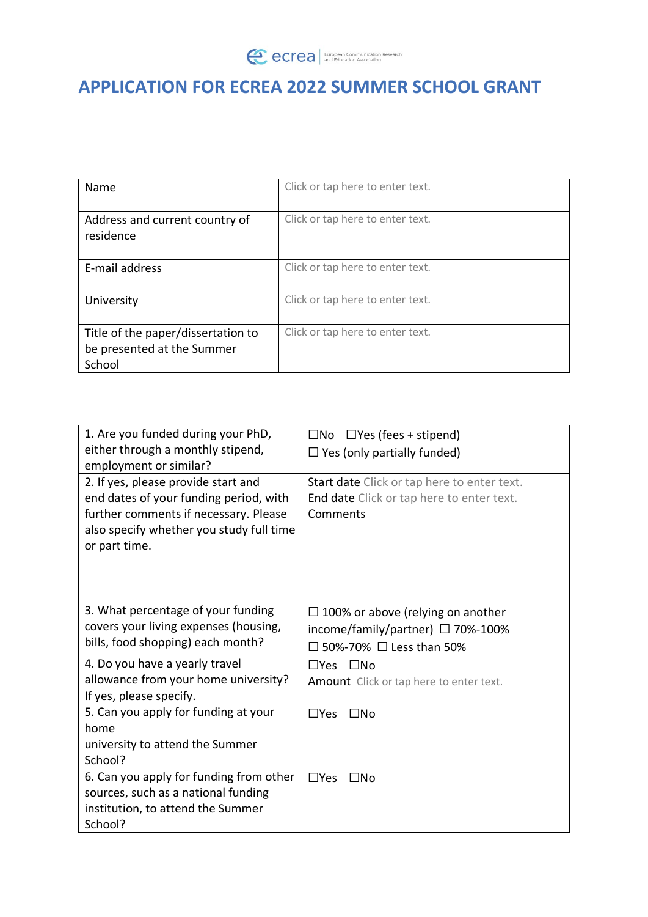# APPLICATION FOR ECREA 2022 SUMMER SCHOOL GRANT

| Name | Click or tap here to enter text. |
|---|---|
| Address and current country of residence | Click or tap here to enter text. |
| E-mail address | Click or tap here to enter text. |
| University | Click or tap here to enter text. |
| Title of the paper/dissertation to be presented at the Summer School | Click or tap here to enter text. |

| 1. Are you funded during your PhD, either through a monthly stipend, employment or similar? | ☐No ☐Yes (fees + stipend) ☐ Yes (only partially funded) |
|---|---|
| 2. If yes, please provide start and end dates of your funding period, with further comments if necessary. Please also specify whether you study full time or part time. | Start date Click or tap here to enter text. End date Click or tap here to enter text. Comments |
| 3. What percentage of your funding covers your living expenses (housing, bills, food shopping) each month? | ☐ 100% or above (relying on another income/family/partner) ☐ 70%-100% ☐ 50%-70% ☐ Less than 50% |
| 4. Do you have a yearly travel allowance from your home university? If yes, please specify. | ☐Yes ☐No Amount Click or tap here to enter text. |
| 5. Can you apply for funding at your home university to attend the Summer School? | ☐Yes ☐No |
| 6. Can you apply for funding from other sources, such as a national funding institution, to attend the Summer School? | ☐Yes ☐No |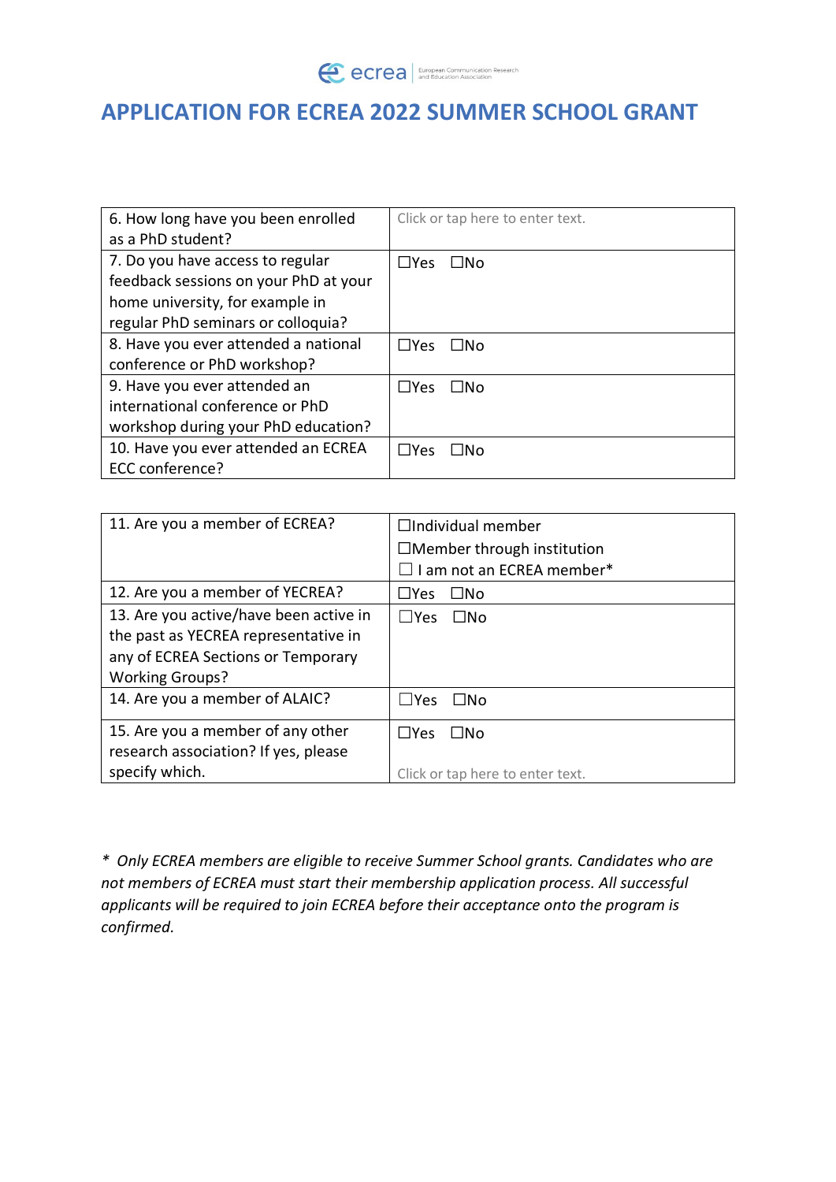# APPLICATION FOR ECREA 2022 SUMMER SCHOOL GRANT

| 6. How long have you been enrolled as a PhD student? | Click or tap here to enter text. |
|---|---|
| 7. Do you have access to regular feedback sessions on your PhD at your home university, for example in regular PhD seminars or colloquia? | ☐Yes ☐No |
| 8. Have you ever attended a national conference or PhD workshop? | ☐Yes ☐No |
| 9. Have you ever attended an international conference or PhD workshop during your PhD education? | ☐Yes ☐No |
| 10. Have you ever attended an ECREA ECC conference? | ☐Yes ☐No |

| 11. Are you a member of ECREA? | ☐Individual member<br>☐Member through institution<br>☐ I am not an ECREA member* |
|---|---|
| 12. Are you a member of YECREA? | ☐Yes ☐No |
| 13. Are you active/have been active in the past as YECREA representative in any of ECREA Sections or Temporary Working Groups? | ☐Yes ☐No |
| 14. Are you a member of ALAIC? | ☐Yes ☐No |
| 15. Are you a member of any other research association? If yes, please specify which. | ☐Yes ☐No<br>Click or tap here to enter text. |

*\* Only ECREA members are eligible to receive Summer School grants. Candidates who are not members of ECREA must start their membership application process. All successful applicants will be required to join ECREA before their acceptance onto the program is confirmed.*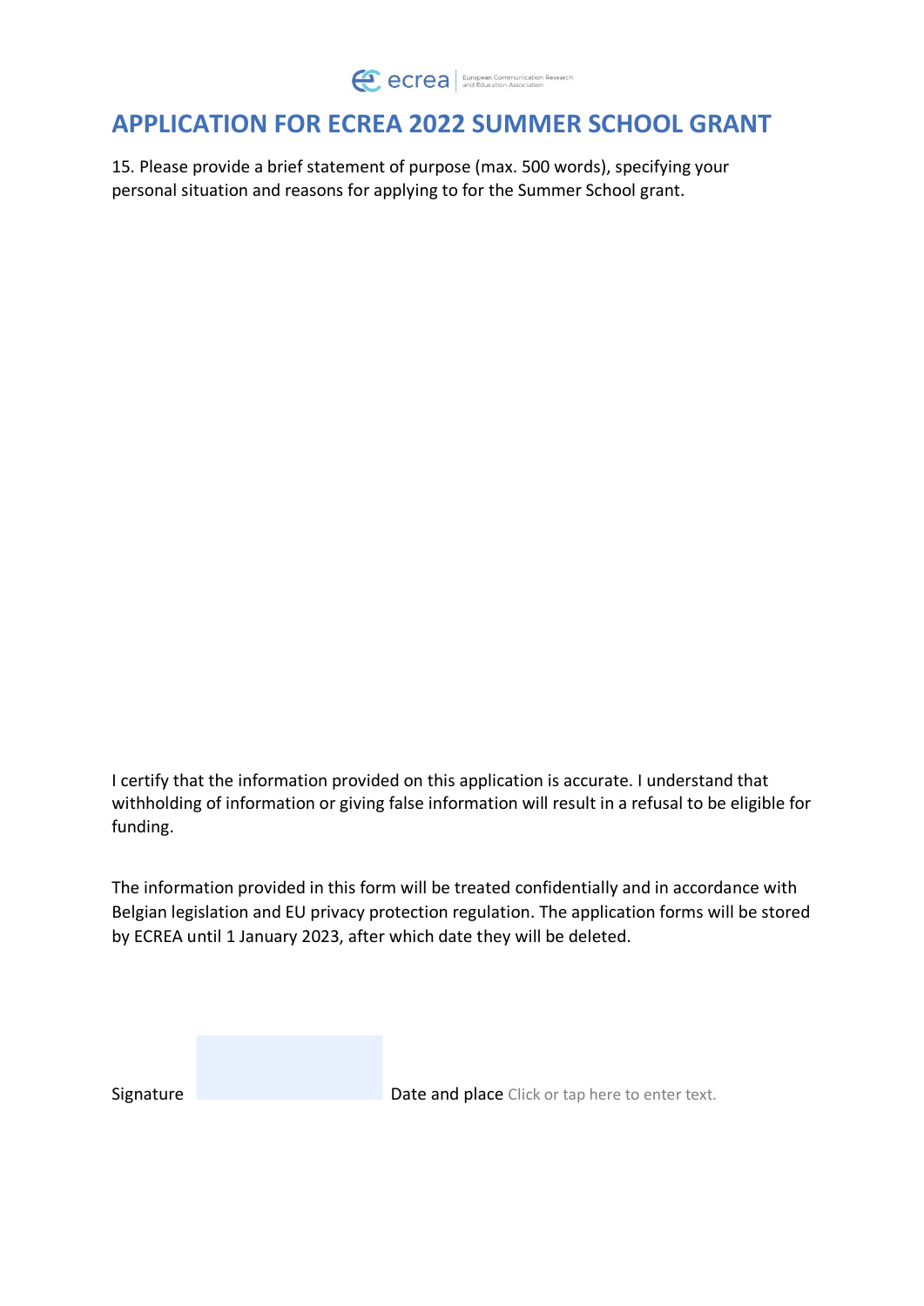# APPLICATION FOR ECREA 2022 SUMMER SCHOOL GRANT

15. Please provide a brief statement of purpose (max. 500 words), specifying your personal situation and reasons for applying to for the Summer School grant.

I certify that the information provided on this application is accurate. I understand that withholding of information or giving false information will result in a refusal to be eligible for funding.

The information provided in this form will be treated confidentially and in accordance with Belgian legislation and EU privacy protection regulation. The application forms will be stored by ECREA until 1 January 2023, after which date they will be deleted.

Signature

Date and place Click or tap here to enter text.